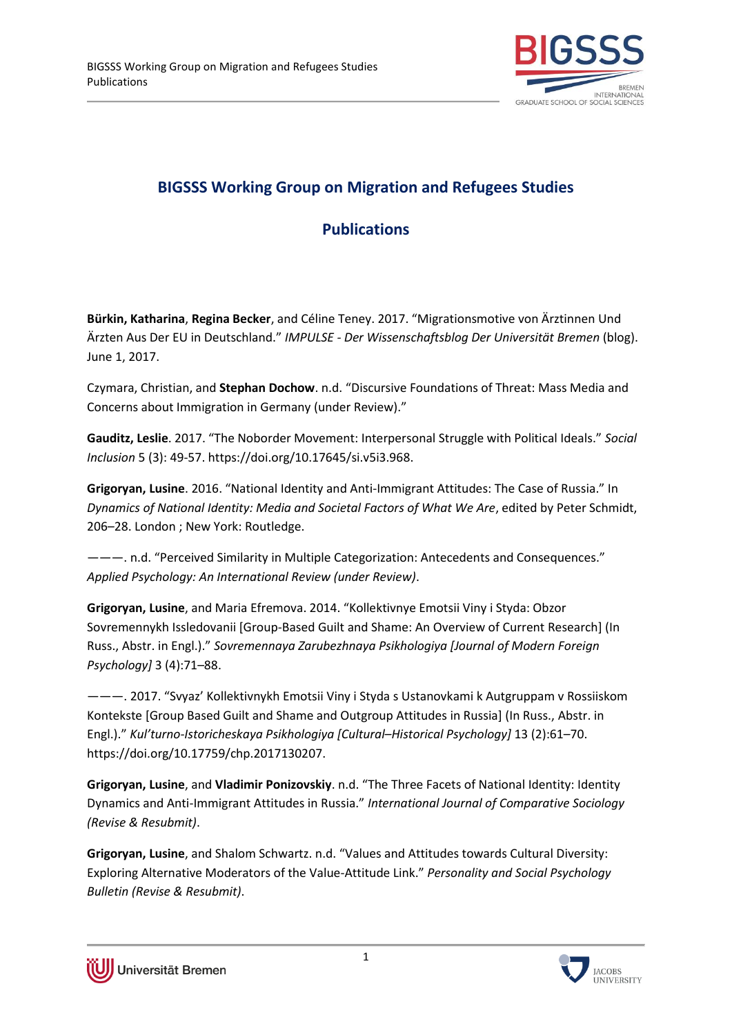# BIGSSS Working Group on Migration and Refugees Studies

## Publications

**Bürkin, Katharina**, **Regina Becker**, and Céline Teney. 2017. "Migrationsmotive von Ärztinnen Und Ärzten Aus Der EU in Deutschland." *IMPULSE - Der Wissenschaftsblog Der Universität Bremen* (blog). June 1, 2017.

Czymara, Christian, and **Stephan Dochow**. n.d. "Discursive Foundations of Threat: Mass Media and Concerns about Immigration in Germany (under Review)."

**Gauditz, Leslie**. 2017. "The Noborder Movement: Interpersonal Struggle with Political Ideals." *Social Inclusion* 5 (3): 49-57. https://doi.org/10.17645/si.v5i3.968.

**Grigoryan, Lusine**. 2016. "National Identity and Anti-Immigrant Attitudes: The Case of Russia." In *Dynamics of National Identity: Media and Societal Factors of What We Are*, edited by Peter Schmidt, 206–28. London ; New York: Routledge.

———. n.d. "Perceived Similarity in Multiple Categorization: Antecedents and Consequences." *Applied Psychology: An International Review (under Review)*.

**Grigoryan, Lusine**, and Maria Efremova. 2014. "Kollektivnye Emotsii Viny i Styda: Obzor Sovremennykh Issledovanii [Group-Based Guilt and Shame: An Overview of Current Research] (In Russ., Abstr. in Engl.)." *Sovremennaya Zarubezhnaya Psikhologiya [Journal of Modern Foreign Psychology]* 3 (4):71–88.

———. 2017. "Svyaz' Kollektivnykh Emotsii Viny i Styda s Ustanovkami k Autgruppam v Rossiiskom Kontekste [Group Based Guilt and Shame and Outgroup Attitudes in Russia] (In Russ., Abstr. in Engl.)." *Kul'turno-Istoricheskaya Psikhologiya [Cultural–Historical Psychology]* 13 (2):61–70. https://doi.org/10.17759/chp.2017130207.

**Grigoryan, Lusine**, and **Vladimir Ponizovskiy**. n.d. "The Three Facets of National Identity: Identity Dynamics and Anti-Immigrant Attitudes in Russia." *International Journal of Comparative Sociology (Revise & Resubmit)*.

**Grigoryan, Lusine**, and Shalom Schwartz. n.d. "Values and Attitudes towards Cultural Diversity: Exploring Alternative Moderators of the Value-Attitude Link." *Personality and Social Psychology Bulletin (Revise & Resubmit)*.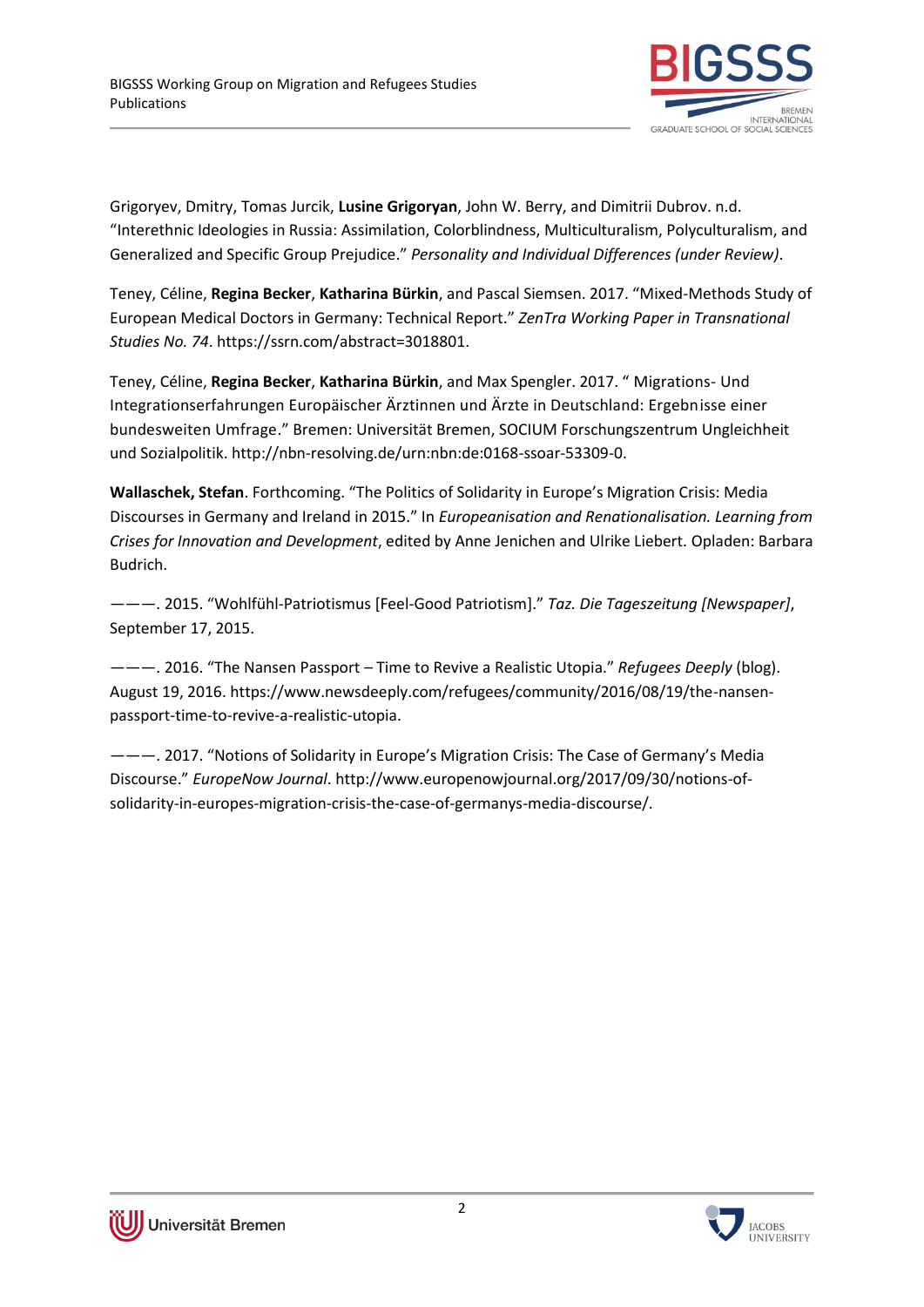Grigoryev, Dmitry, Tomas Jurcik, **Lusine Grigoryan**, John W. Berry, and Dimitrii Dubrov. n.d. "Interethnic Ideologies in Russia: Assimilation, Colorblindness, Multiculturalism, Polyculturalism, and Generalized and Specific Group Prejudice." *Personality and Individual Differences (under Review)*.

Teney, Céline, **Regina Becker**, **Katharina Bürkin**, and Pascal Siemsen. 2017. "Mixed-Methods Study of European Medical Doctors in Germany: Technical Report." *ZenTra Working Paper in Transnational Studies No. 74*. https://ssrn.com/abstract=3018801.

Teney, Céline, **Regina Becker**, **Katharina Bürkin**, and Max Spengler. 2017. " Migrations- Und Integrationserfahrungen Europäischer Ärztinnen und Ärzte in Deutschland: Ergebnisse einer bundesweiten Umfrage." Bremen: Universität Bremen, SOCIUM Forschungszentrum Ungleichheit und Sozialpolitik. http://nbn-resolving.de/urn:nbn:de:0168-ssoar-53309-0.

**Wallaschek, Stefan**. Forthcoming. "The Politics of Solidarity in Europe's Migration Crisis: Media Discourses in Germany and Ireland in 2015." In *Europeanisation and Renationalisation. Learning from Crises for Innovation and Development*, edited by Anne Jenichen and Ulrike Liebert. Opladen: Barbara Budrich.

———. 2015. "Wohlfühl-Patriotismus [Feel-Good Patriotism]." *Taz. Die Tageszeitung [Newspaper]*, September 17, 2015.

———. 2016. "The Nansen Passport – Time to Revive a Realistic Utopia." *Refugees Deeply* (blog). August 19, 2016. https://www.newsdeeply.com/refugees/community/2016/08/19/the-nansen-passport-time-to-revive-a-realistic-utopia.

———. 2017. "Notions of Solidarity in Europe's Migration Crisis: The Case of Germany's Media Discourse." *EuropeNow Journal*. http://www.europenowjournal.org/2017/09/30/notions-of-solidarity-in-europes-migration-crisis-the-case-of-germanys-media-discourse/.